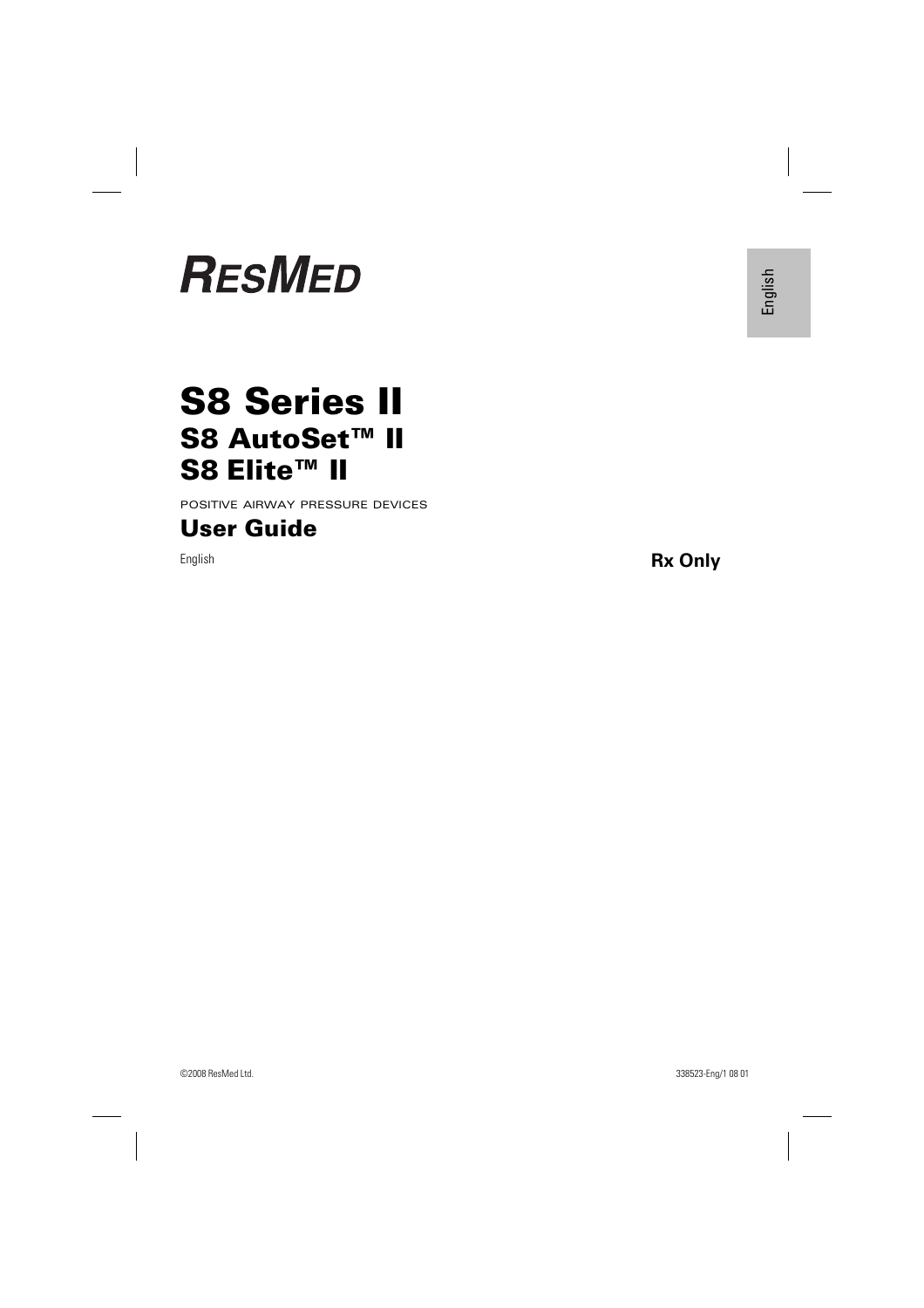RESMED

English

# S8 Series II

## S8 AutoSet™ II

## S8 Elite™ II

POSITIVE AIRWAY PRESSURE DEVICES

## User Guide

English

**Rx Only**

©2008 ResMed Ltd.

338523-Eng/1 08 01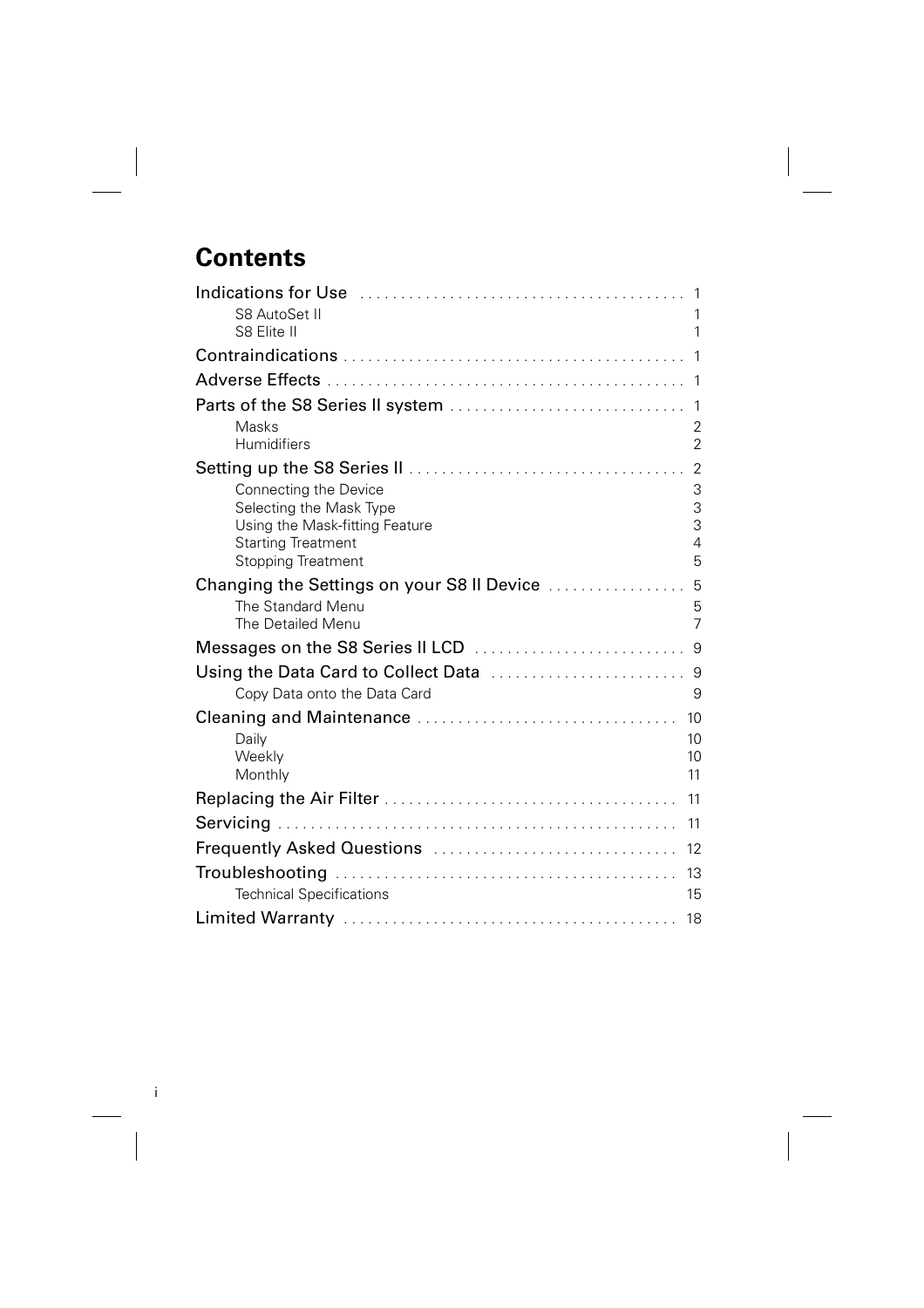# Contents

| | |
|---|---|
| Indications for Use | 1 |
| S8 AutoSet II | 1 |
| S8 Elite II | 1 |
| Contraindications | 1 |
| Adverse Effects | 1 |
| Parts of the S8 Series II system | 1 |
| Masks | 2 |
| Humidifiers | 2 |
| Setting up the S8 Series II | 2 |
| Connecting the Device | 3 |
| Selecting the Mask Type | 3 |
| Using the Mask-fitting Feature | 3 |
| Starting Treatment | 4 |
| Stopping Treatment | 5 |
| Changing the Settings on your S8 II Device | 5 |
| The Standard Menu | 5 |
| The Detailed Menu | 7 |
| Messages on the S8 Series II LCD | 9 |
| Using the Data Card to Collect Data | 9 |
| Copy Data onto the Data Card | 9 |
| Cleaning and Maintenance | 10 |
| Daily | 10 |
| Weekly | 10 |
| Monthly | 11 |
| Replacing the Air Filter | 11 |
| Servicing | 11 |
| Frequently Asked Questions | 12 |
| Troubleshooting | 13 |
| Technical Specifications | 15 |
| Limited Warranty | 18 |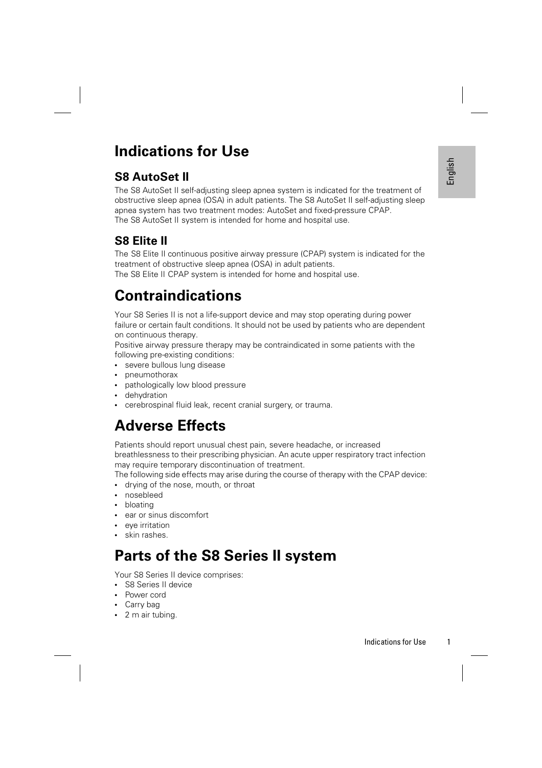# Indications for Use

## S8 AutoSet II

The S8 AutoSet II self-adjusting sleep apnea system is indicated for the treatment of obstructive sleep apnea (OSA) in adult patients. The S8 AutoSet II self-adjusting sleep apnea system has two treatment modes: AutoSet and fixed-pressure CPAP.
The S8 AutoSet II system is intended for home and hospital use.

## S8 Elite II

The S8 Elite II continuous positive airway pressure (CPAP) system is indicated for the treatment of obstructive sleep apnea (OSA) in adult patients.
The S8 Elite II CPAP system is intended for home and hospital use.

# Contraindications

Your S8 Series II is not a life-support device and may stop operating during power failure or certain fault conditions. It should not be used by patients who are dependent on continuous therapy.
Positive airway pressure therapy may be contraindicated in some patients with the following pre-existing conditions:

- severe bullous lung disease
- pneumothorax
- pathologically low blood pressure
- dehydration
- cerebrospinal fluid leak, recent cranial surgery, or trauma.

# Adverse Effects

Patients should report unusual chest pain, severe headache, or increased breathlessness to their prescribing physician. An acute upper respiratory tract infection may require temporary discontinuation of treatment.
The following side effects may arise during the course of therapy with the CPAP device:

- drying of the nose, mouth, or throat
- nosebleed
- bloating
- ear or sinus discomfort
- eye irritation
- skin rashes.

# Parts of the S8 Series II system

Your S8 Series II device comprises:

- S8 Series II device
- Power cord
- Carry bag
- 2 m air tubing.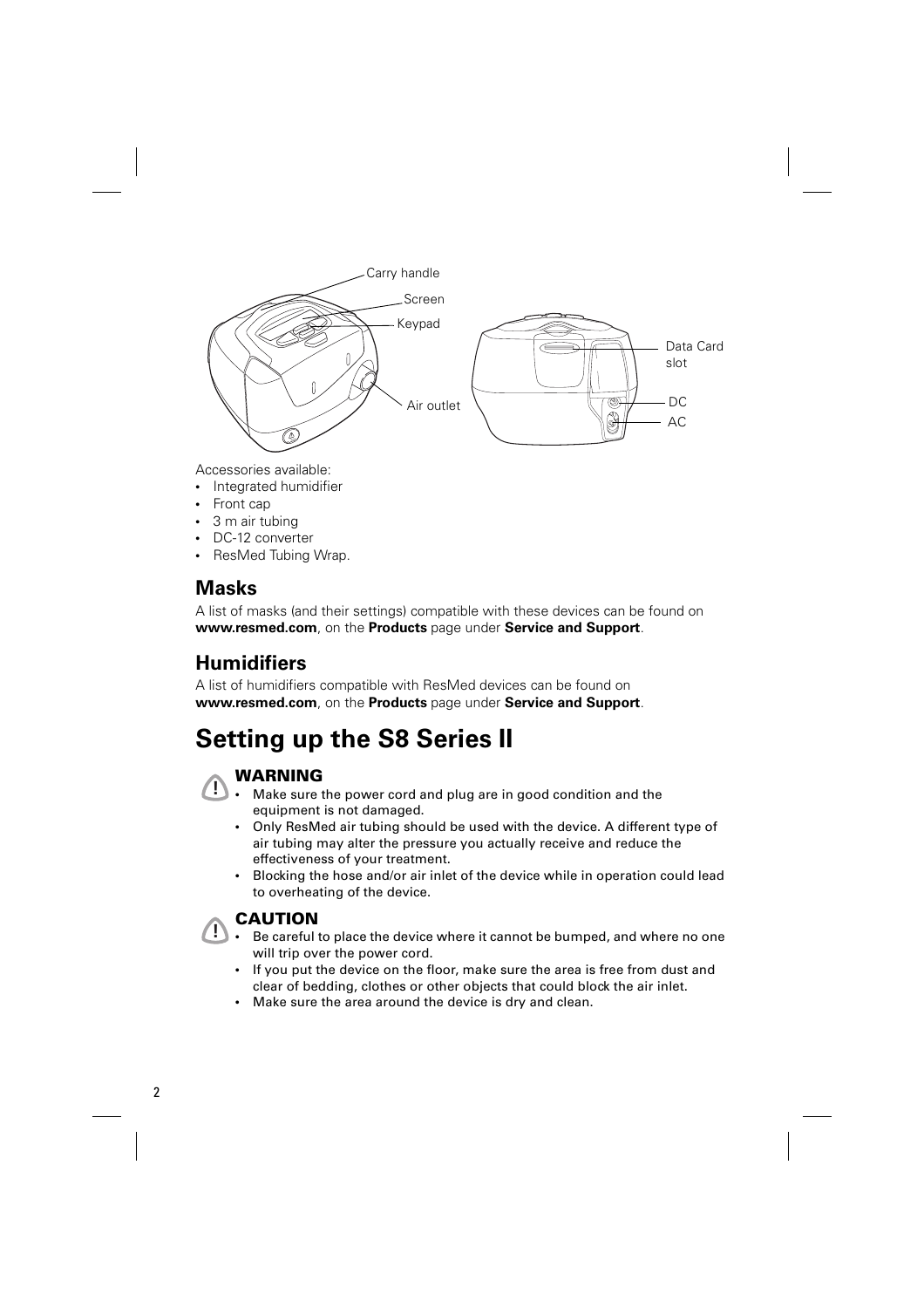Carry handle

Screen

Keypad

Air outlet

Data Card slot

DC

AC

Accessories available:

- Integrated humidifier
- Front cap
- 3 m air tubing
- DC-12 converter
- ResMed Tubing Wrap.

## Masks

A list of masks (and their settings) compatible with these devices can be found on **www.resmed.com**, on the **Products** page under **Service and Support**.

## Humidifiers

A list of humidifiers compatible with ResMed devices can be found on **www.resmed.com**, on the **Products** page under **Service and Support**.

# Setting up the S8 Series II

### WARNING

- Make sure the power cord and plug are in good condition and the equipment is not damaged.
- Only ResMed air tubing should be used with the device. A different type of air tubing may alter the pressure you actually receive and reduce the effectiveness of your treatment.
- Blocking the hose and/or air inlet of the device while in operation could lead to overheating of the device.

### CAUTION

- Be careful to place the device where it cannot be bumped, and where no one will trip over the power cord.
- If you put the device on the floor, make sure the area is free from dust and clear of bedding, clothes or other objects that could block the air inlet.
- Make sure the area around the device is dry and clean.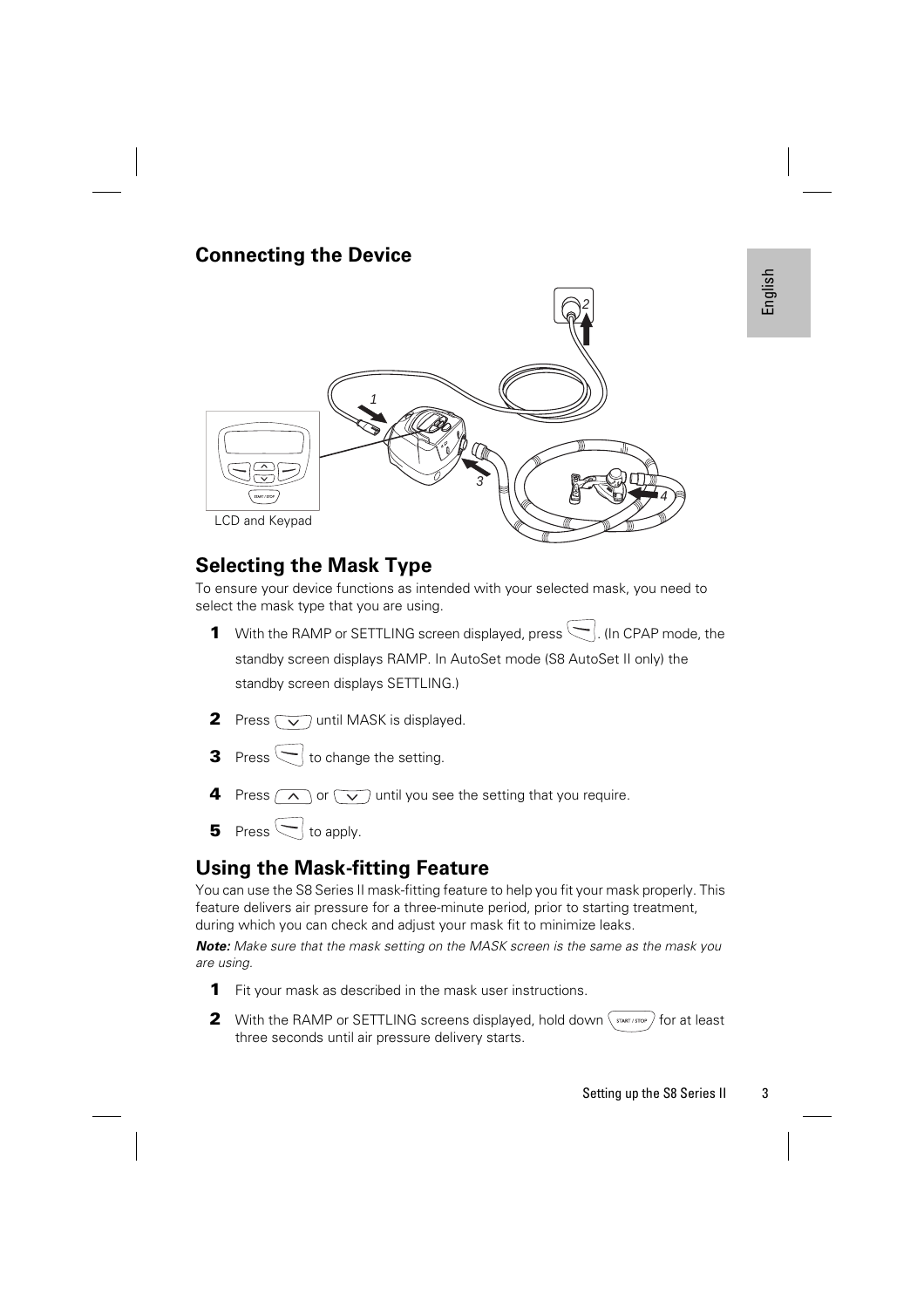## Connecting the Device

LCD and Keypad

## Selecting the Mask Type

To ensure your device functions as intended with your selected mask, you need to select the mask type that you are using.

1. With the RAMP or SETTLING screen displayed, press . (In CPAP mode, the standby screen displays RAMP. In AutoSet mode (S8 AutoSet II only) the standby screen displays SETTLING.)
2. Press until MASK is displayed.
3. Press to change the setting.
4. Press or until you see the setting that you require.
5. Press to apply.

## Using the Mask-fitting Feature

You can use the S8 Series II mask-fitting feature to help you fit your mask properly. This feature delivers air pressure for a three-minute period, prior to starting treatment, during which you can check and adjust your mask fit to minimize leaks.

***Note:*** *Make sure that the mask setting on the MASK screen is the same as the mask you are using.*

1. Fit your mask as described in the mask user instructions.
2. With the RAMP or SETTLING screens displayed, hold down START / STOP for at least three seconds until air pressure delivery starts.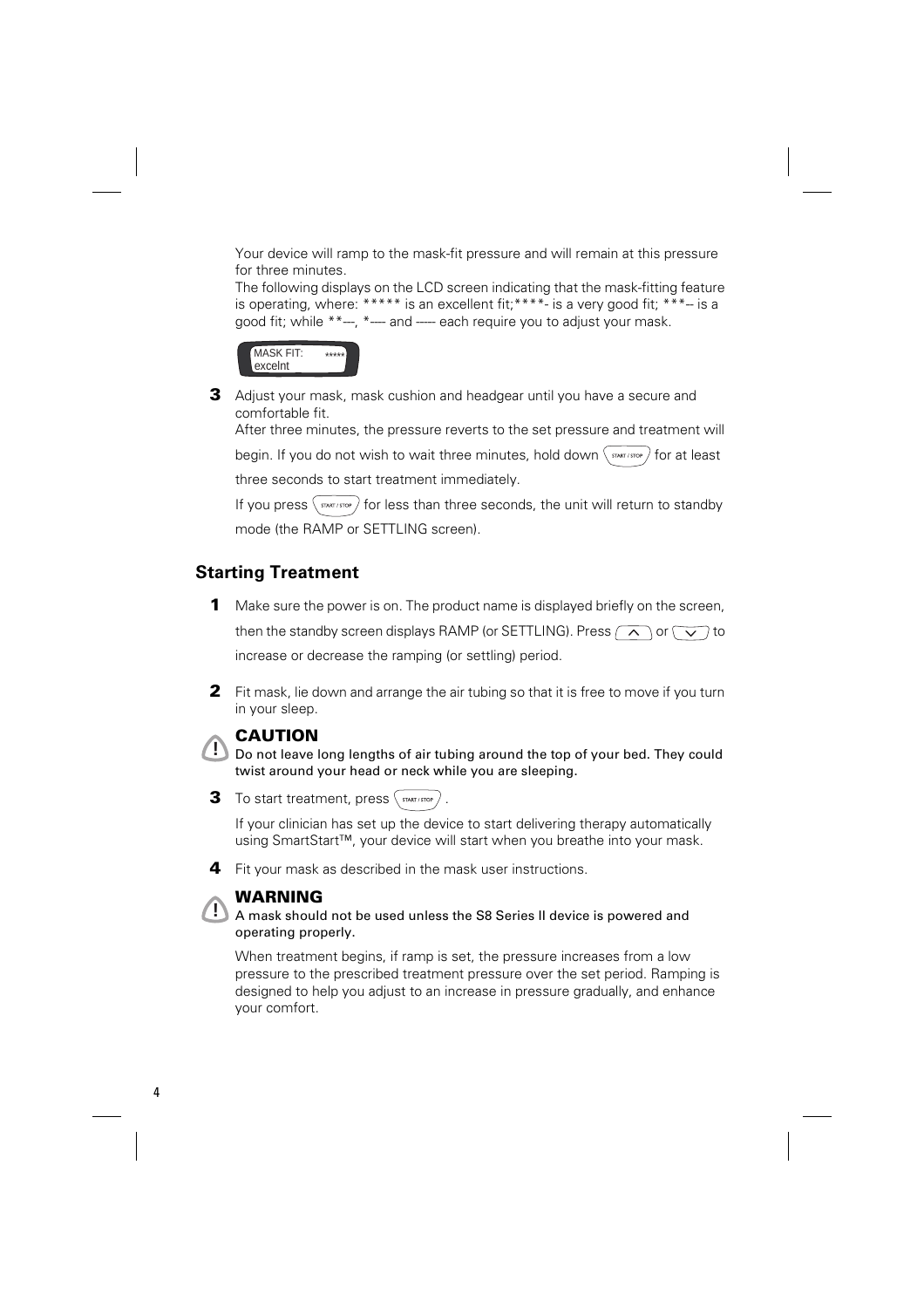Your device will ramp to the mask-fit pressure and will remain at this pressure for three minutes.
The following displays on the LCD screen indicating that the mask-fitting feature is operating, where: ***** is an excellent fit;****- is a very good fit; ***-- is a good fit; while **---, *---- and ----- each require you to adjust your mask.

MASK FIT: *****
excelnt

**3** Adjust your mask, mask cushion and headgear until you have a secure and comfortable fit.
After three minutes, the pressure reverts to the set pressure and treatment will begin. If you do not wish to wait three minutes, hold down START / STOP for at least three seconds to start treatment immediately.
If you press START / STOP for less than three seconds, the unit will return to standby mode (the RAMP or SETTLING screen).

## Starting Treatment

**1** Make sure the power is on. The product name is displayed briefly on the screen, then the standby screen displays RAMP (or SETTLING). Press ∧ or ∨ to increase or decrease the ramping (or settling) period.

**2** Fit mask, lie down and arrange the air tubing so that it is free to move if you turn in your sleep.

**CAUTION**
**Do not leave long lengths of air tubing around the top of your bed. They could twist around your head or neck while you are sleeping.**

**3** To start treatment, press START / STOP .
If your clinician has set up the device to start delivering therapy automatically using SmartStart™, your device will start when you breathe into your mask.

**4** Fit your mask as described in the mask user instructions.

**WARNING**
**A mask should not be used unless the S8 Series II device is powered and operating properly.**

When treatment begins, if ramp is set, the pressure increases from a low pressure to the prescribed treatment pressure over the set period. Ramping is designed to help you adjust to an increase in pressure gradually, and enhance your comfort.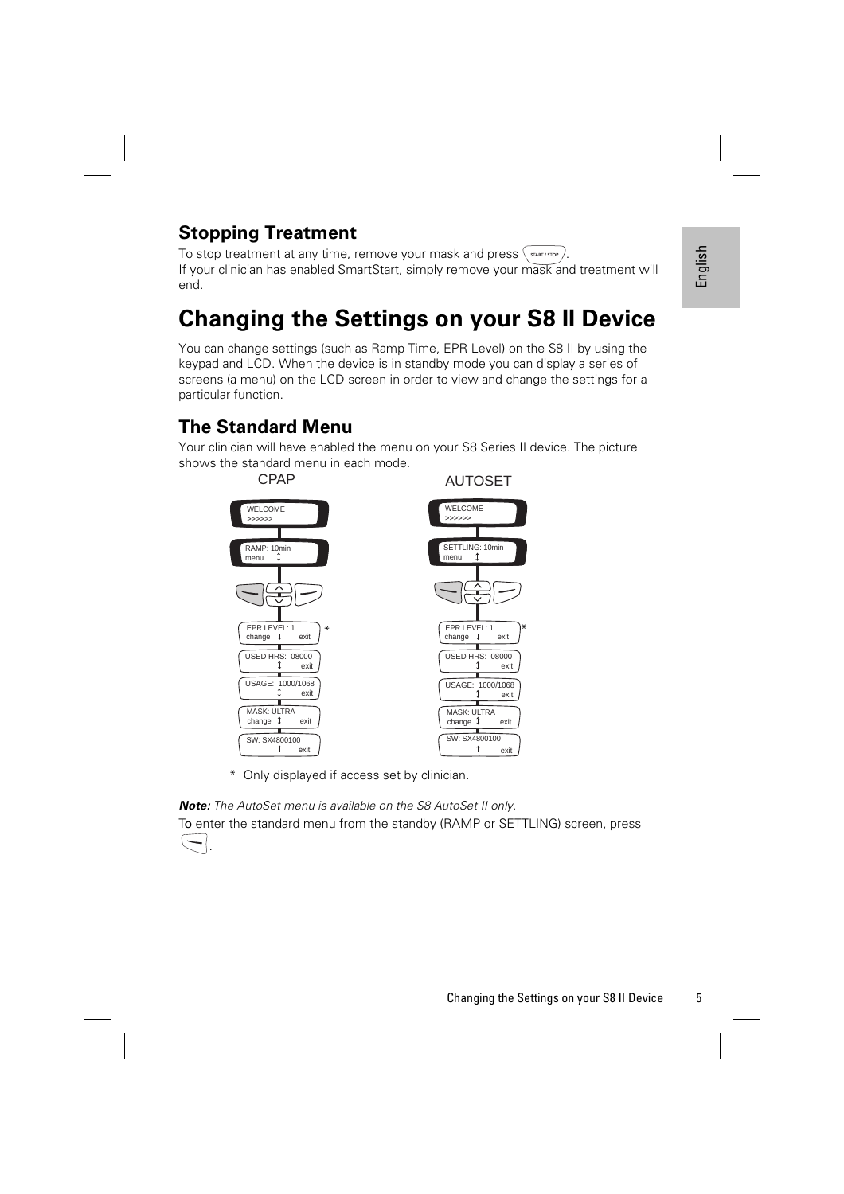## Stopping Treatment

To stop treatment at any time, remove your mask and press START / STOP.
If your clinician has enabled SmartStart, simply remove your mask and treatment will end.

# Changing the Settings on your S8 II Device

You can change settings (such as Ramp Time, EPR Level) on the S8 II by using the keypad and LCD. When the device is in standby mode you can display a series of screens (a menu) on the LCD screen in order to view and change the settings for a particular function.

## The Standard Menu

Your clinician will have enabled the menu on your S8 Series II device. The picture shows the standard menu in each mode.

| CPAP | AUTOSET |
| --- | --- |
| WELCOME >>>>>> | WELCOME >>>>>> |
| RAMP: 10min menu ↕ | SETTLING: 10min menu ↕ |
| EPR LEVEL: 1 change ↓ exit * | EPR LEVEL: 1 change ↓ exit * |
| USED HRS: 08000 ↕ exit | USED HRS: 08000 ↕ exit |
| USAGE: 1000/1068 ↕ exit | USAGE: 1000/1068 ↕ exit |
| MASK: ULTRA change ↕ exit | MASK: ULTRA change ↕ exit |
| SW: SX4800100 ↑ exit | SW: SX4800100 ↑ exit |

\* Only displayed if access set by clinician.

***Note:*** *The AutoSet menu is available on the S8 AutoSet II only.*

To enter the standard menu from the standby (RAMP or SETTLING) screen, press the left key.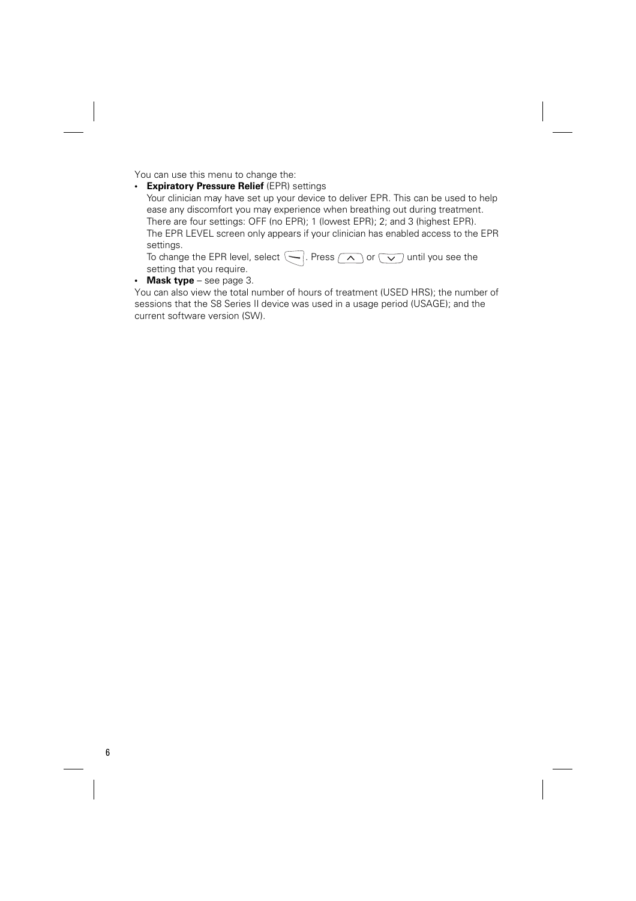You can use this menu to change the:

- **Expiratory Pressure Relief** (EPR) settings
  Your clinician may have set up your device to deliver EPR. This can be used to help ease any discomfort you may experience when breathing out during treatment. There are four settings: OFF (no EPR); 1 (lowest EPR); 2; and 3 (highest EPR).
  The EPR LEVEL screen only appears if your clinician has enabled access to the EPR settings.
  To change the EPR level, select [—]. Press [∧] or [∨] until you see the setting that you require.
- **Mask type** – see page 3.

You can also view the total number of hours of treatment (USED HRS); the number of sessions that the S8 Series II device was used in a usage period (USAGE); and the current software version (SW).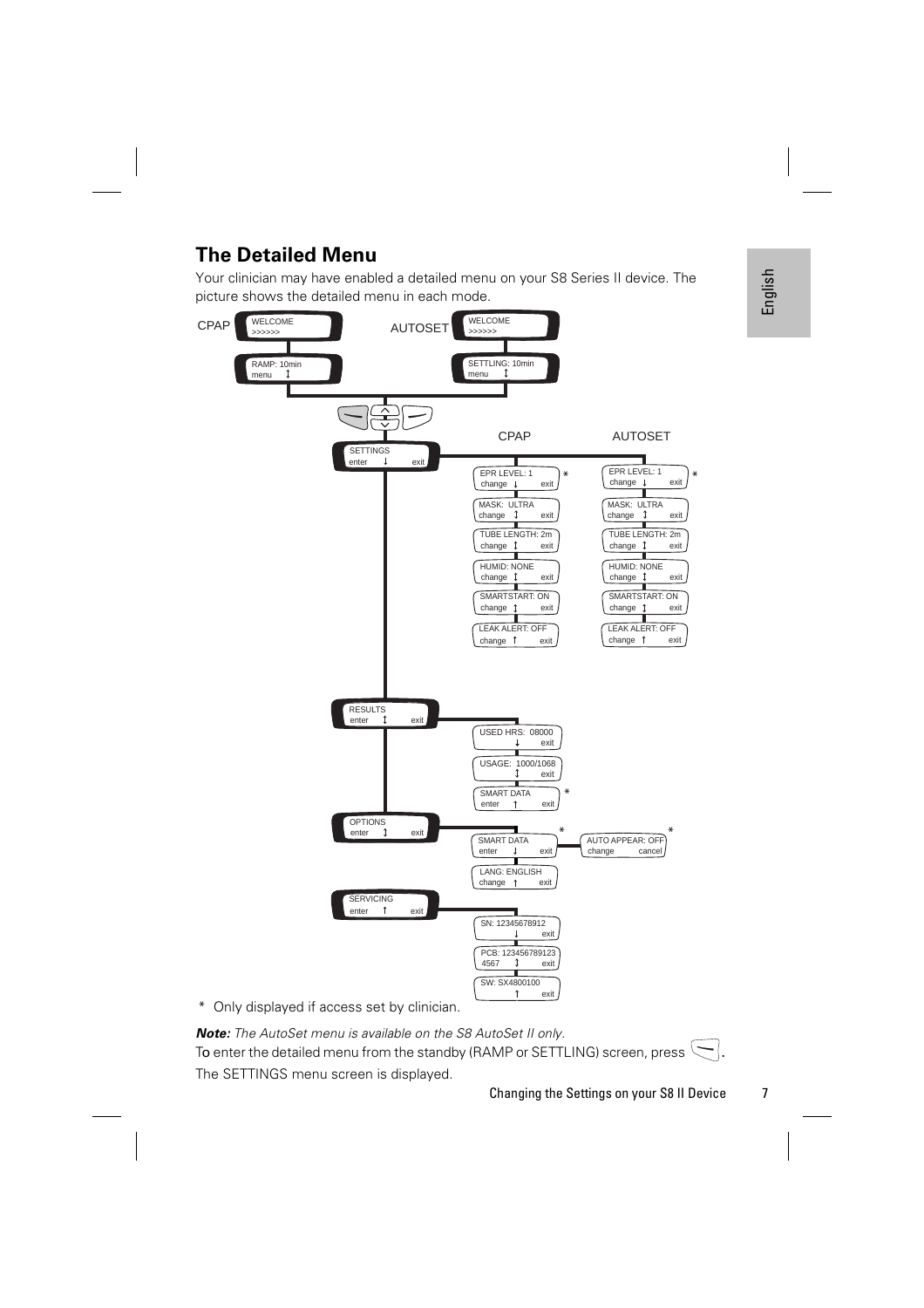## The Detailed Menu

Your clinician may have enabled a detailed menu on your S8 Series II device. The picture shows the detailed menu in each mode.

CPAP: WELCOME >>>>>> → RAMP: 10min menu ↕

AUTOSET: WELCOME >>>>>> → SETTLING: 10min menu ↕

SETTINGS enter ↓ exit

| CPAP | AUTOSET |
| --- | --- |
| EPR LEVEL: 1 change ↓ exit * | EPR LEVEL: 1 change ↓ exit * |
| MASK: ULTRA change ↕ exit | MASK: ULTRA change ↕ exit |
| TUBE LENGTH: 2m change ↕ exit | TUBE LENGTH: 2m change ↕ exit |
| HUMID: NONE change ↕ exit | HUMID: NONE change ↕ exit |
| SMARTSTART: ON change ↕ exit | SMARTSTART: ON change ↕ exit |
| LEAK ALERT: OFF change ↑ exit | LEAK ALERT: OFF change ↑ exit |

RESULTS enter ↕ exit
- USED HRS: 08000 ↓ exit
- USAGE: 1000/1068 ↕ exit
- SMART DATA enter ↑ exit *

OPTIONS enter ↕ exit
- SMART DATA enter ↓ exit * → AUTO APPEAR: OFF change cancel *
- LANG: ENGLISH change ↑ exit

SERVICING enter ↑ exit
- SN: 12345678912 ↓ exit
- PCB: 1234567891234567 ↕ exit
- SW: SX4800100 ↑ exit

\* Only displayed if access set by clinician.

***Note:*** *The AutoSet menu is available on the S8 AutoSet II only.*

To enter the detailed menu from the standby (RAMP or SETTLING) screen, press the left key. The SETTINGS menu screen is displayed.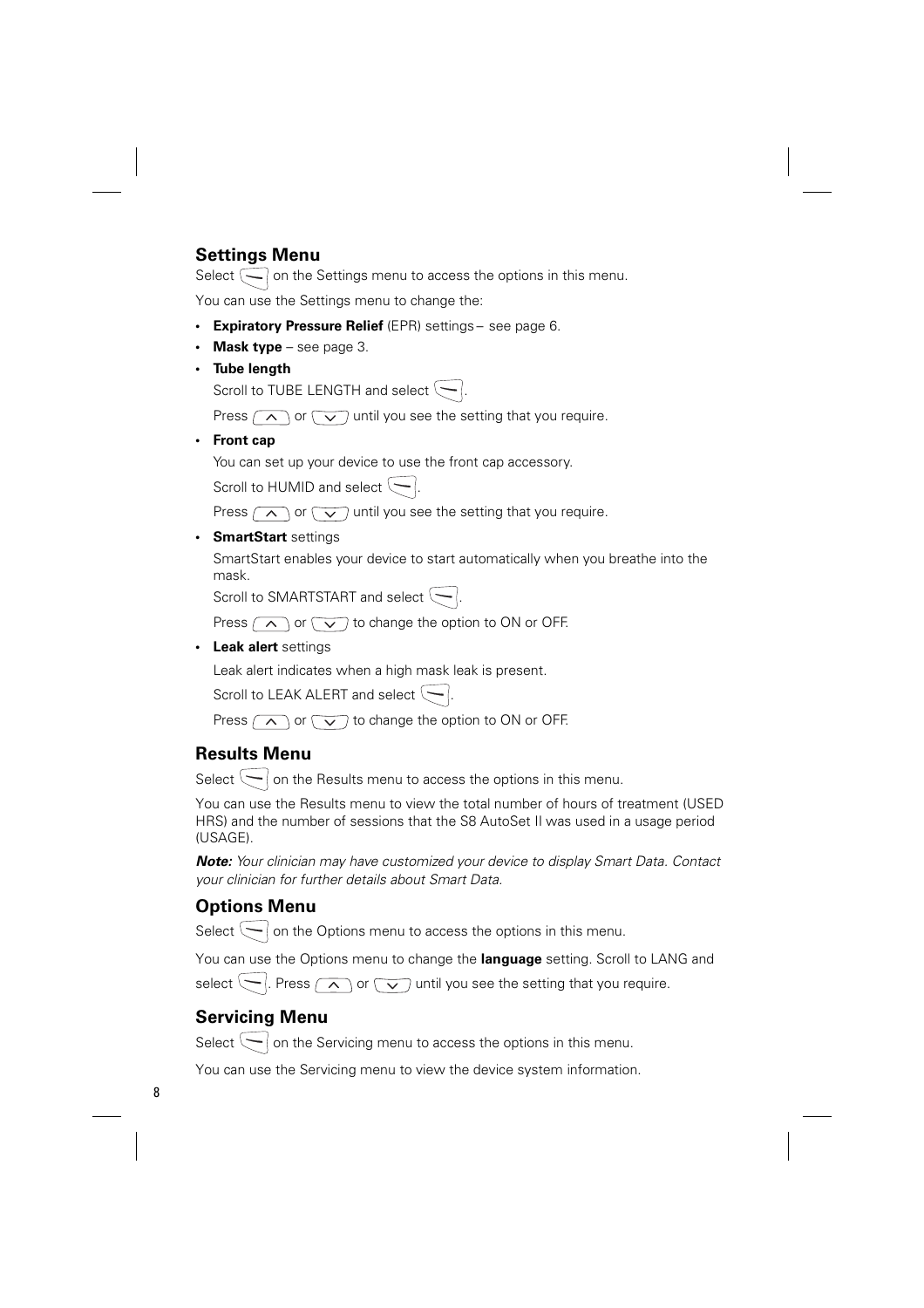## Settings Menu

Select on the Settings menu to access the options in this menu.

You can use the Settings menu to change the:

- **Expiratory Pressure Relief** (EPR) settings – see page 6.
- **Mask type** – see page 3.
- **Tube length**

  Scroll to TUBE LENGTH and select .

  Press or until you see the setting that you require.
- **Front cap**

  You can set up your device to use the front cap accessory.

  Scroll to HUMID and select .

  Press or until you see the setting that you require.
- **SmartStart** settings

  SmartStart enables your device to start automatically when you breathe into the mask.

  Scroll to SMARTSTART and select .

  Press or to change the option to ON or OFF.
- **Leak alert** settings

  Leak alert indicates when a high mask leak is present.

  Scroll to LEAK ALERT and select .

  Press or to change the option to ON or OFF.

## Results Menu

Select on the Results menu to access the options in this menu.

You can use the Results menu to view the total number of hours of treatment (USED HRS) and the number of sessions that the S8 AutoSet II was used in a usage period (USAGE).

***Note:*** *Your clinician may have customized your device to display Smart Data. Contact your clinician for further details about Smart Data.*

## Options Menu

Select on the Options menu to access the options in this menu.

You can use the Options menu to change the **language** setting. Scroll to LANG and select . Press or until you see the setting that you require.

## Servicing Menu

Select on the Servicing menu to access the options in this menu.

You can use the Servicing menu to view the device system information.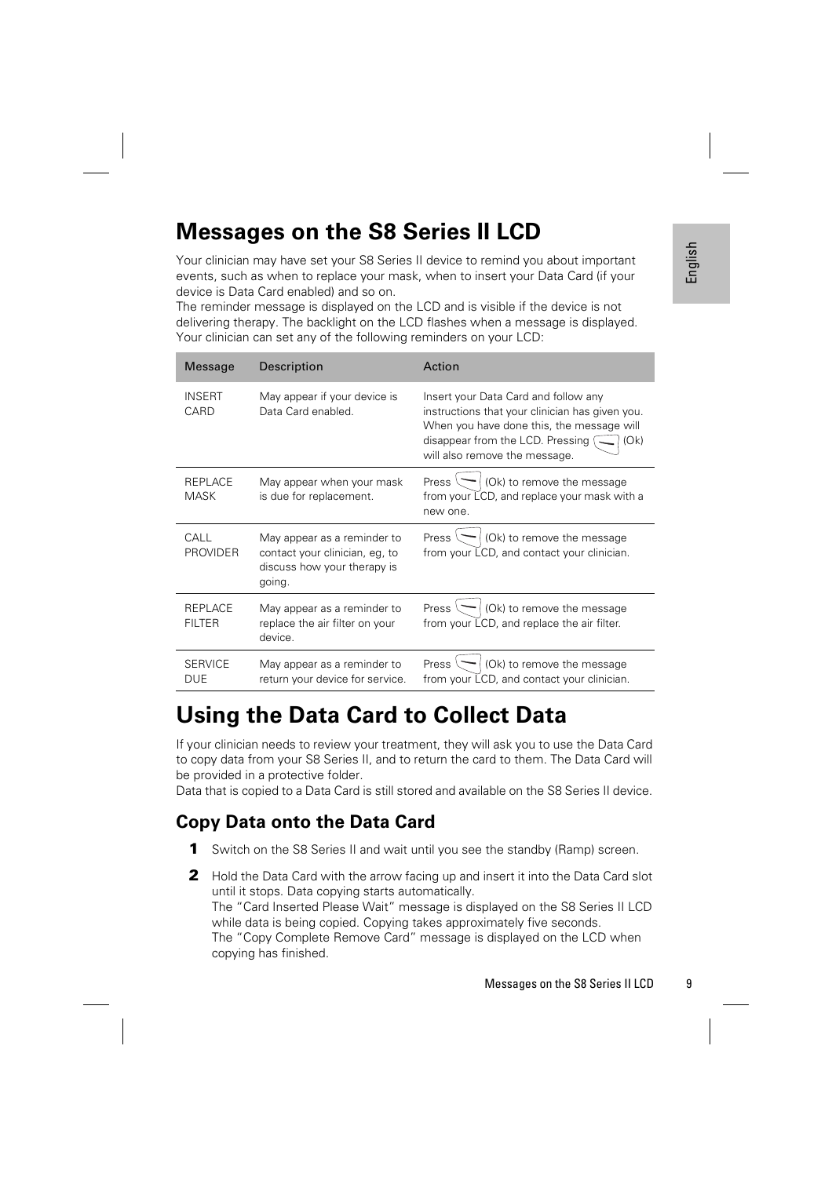# Messages on the S8 Series II LCD

Your clinician may have set your S8 Series II device to remind you about important events, such as when to replace your mask, when to insert your Data Card (if your device is Data Card enabled) and so on.

The reminder message is displayed on the LCD and is visible if the device is not delivering therapy. The backlight on the LCD flashes when a message is displayed. Your clinician can set any of the following reminders on your LCD:

| Message | Description | Action |
|---|---|---|
| INSERT CARD | May appear if your device is Data Card enabled. | Insert your Data Card and follow any instructions that your clinician has given you. When you have done this, the message will disappear from the LCD. Pressing (Ok) will also remove the message. |
| REPLACE MASK | May appear when your mask is due for replacement. | Press (Ok) to remove the message from your LCD, and replace your mask with a new one. |
| CALL PROVIDER | May appear as a reminder to contact your clinician, eg, to discuss how your therapy is going. | Press (Ok) to remove the message from your LCD, and contact your clinician. |
| REPLACE FILTER | May appear as a reminder to replace the air filter on your device. | Press (Ok) to remove the message from your LCD, and replace the air filter. |
| SERVICE DUE | May appear as a reminder to return your device for service. | Press (Ok) to remove the message from your LCD, and contact your clinician. |

# Using the Data Card to Collect Data

If your clinician needs to review your treatment, they will ask you to use the Data Card to copy data from your S8 Series II, and to return the card to them. The Data Card will be provided in a protective folder.

Data that is copied to a Data Card is still stored and available on the S8 Series II device.

## Copy Data onto the Data Card

1. Switch on the S8 Series II and wait until you see the standby (Ramp) screen.
2. Hold the Data Card with the arrow facing up and insert it into the Data Card slot until it stops. Data copying starts automatically.
   The "Card Inserted Please Wait" message is displayed on the S8 Series II LCD while data is being copied. Copying takes approximately five seconds.
   The "Copy Complete Remove Card" message is displayed on the LCD when copying has finished.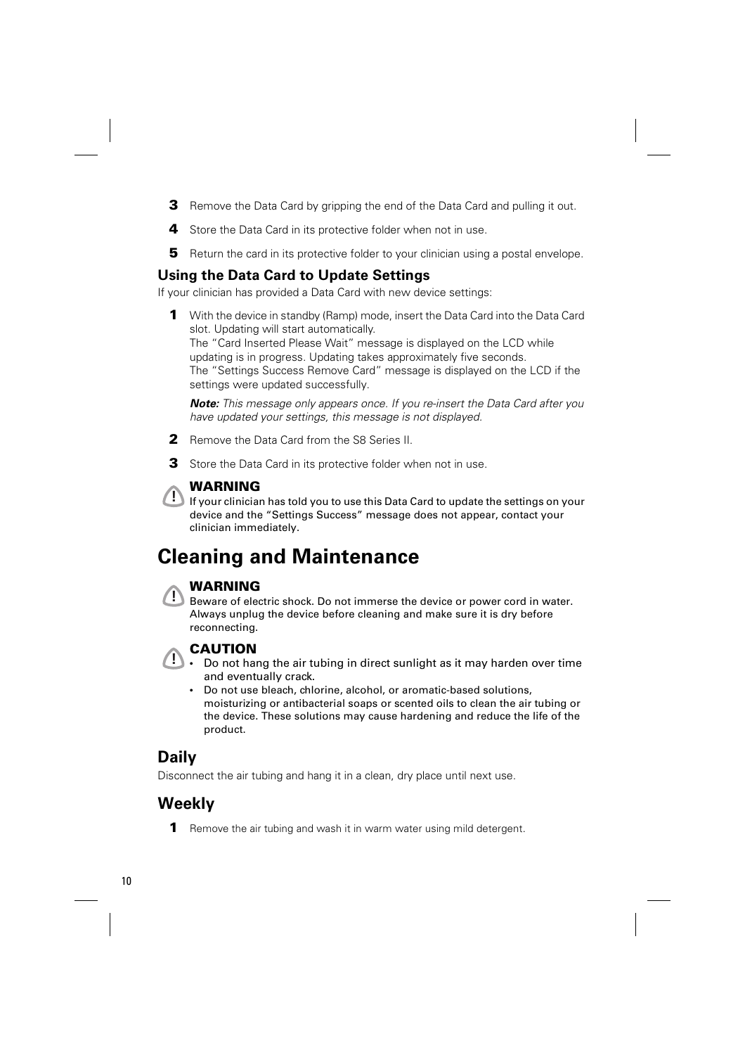3. Remove the Data Card by gripping the end of the Data Card and pulling it out.
4. Store the Data Card in its protective folder when not in use.
5. Return the card in its protective folder to your clinician using a postal envelope.

### Using the Data Card to Update Settings

If your clinician has provided a Data Card with new device settings:

1. With the device in standby (Ramp) mode, insert the Data Card into the Data Card slot. Updating will start automatically.
   The "Card Inserted Please Wait" message is displayed on the LCD while updating is in progress. Updating takes approximately five seconds.
   The "Settings Success Remove Card" message is displayed on the LCD if the settings were updated successfully.

   ***Note:*** *This message only appears once. If you re-insert the Data Card after you have updated your settings, this message is not displayed.*

2. Remove the Data Card from the S8 Series II.
3. Store the Data Card in its protective folder when not in use.

**WARNING**

If your clinician has told you to use this Data Card to update the settings on your device and the "Settings Success" message does not appear, contact your clinician immediately.

# Cleaning and Maintenance

**WARNING**

Beware of electric shock. Do not immerse the device or power cord in water. Always unplug the device before cleaning and make sure it is dry before reconnecting.

**CAUTION**

- Do not hang the air tubing in direct sunlight as it may harden over time and eventually crack.
- Do not use bleach, chlorine, alcohol, or aromatic-based solutions, moisturizing or antibacterial soaps or scented oils to clean the air tubing or the device. These solutions may cause hardening and reduce the life of the product.

## Daily

Disconnect the air tubing and hang it in a clean, dry place until next use.

## Weekly

1. Remove the air tubing and wash it in warm water using mild detergent.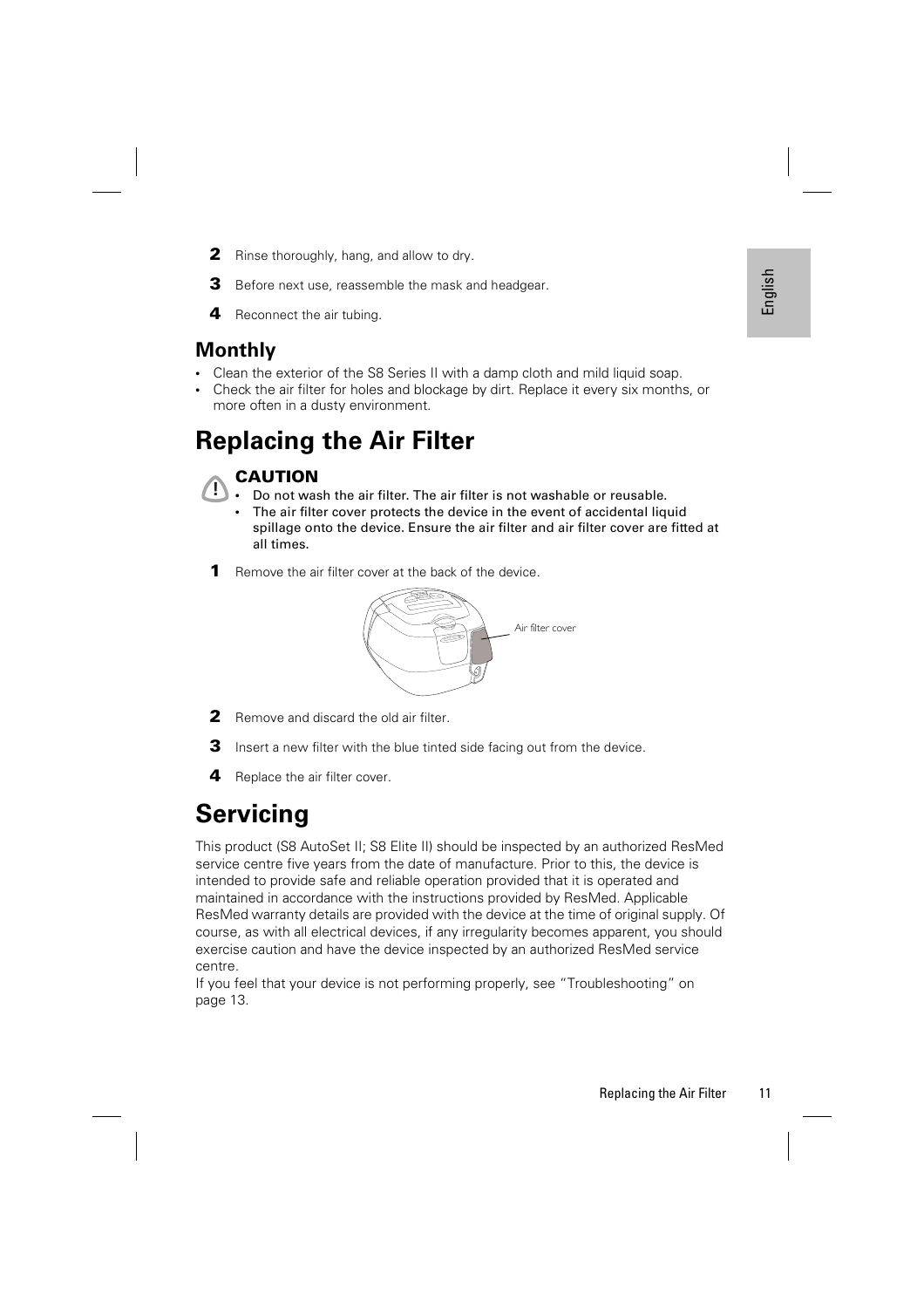2 Rinse thoroughly, hang, and allow to dry.

3 Before next use, reassemble the mask and headgear.

4 Reconnect the air tubing.

## Monthly

- Clean the exterior of the S8 Series II with a damp cloth and mild liquid soap.
- Check the air filter for holes and blockage by dirt. Replace it every six months, or more often in a dusty environment.

# Replacing the Air Filter

**CAUTION**

- **Do not wash the air filter. The air filter is not washable or reusable.**
- **The air filter cover protects the device in the event of accidental liquid spillage onto the device. Ensure the air filter and air filter cover are fitted at all times.**

1 Remove the air filter cover at the back of the device.

Air filter cover

2 Remove and discard the old air filter.

3 Insert a new filter with the blue tinted side facing out from the device.

4 Replace the air filter cover.

# Servicing

This product (S8 AutoSet II; S8 Elite II) should be inspected by an authorized ResMed service centre five years from the date of manufacture. Prior to this, the device is intended to provide safe and reliable operation provided that it is operated and maintained in accordance with the instructions provided by ResMed. Applicable ResMed warranty details are provided with the device at the time of original supply. Of course, as with all electrical devices, if any irregularity becomes apparent, you should exercise caution and have the device inspected by an authorized ResMed service centre.

If you feel that your device is not performing properly, see "Troubleshooting" on page 13.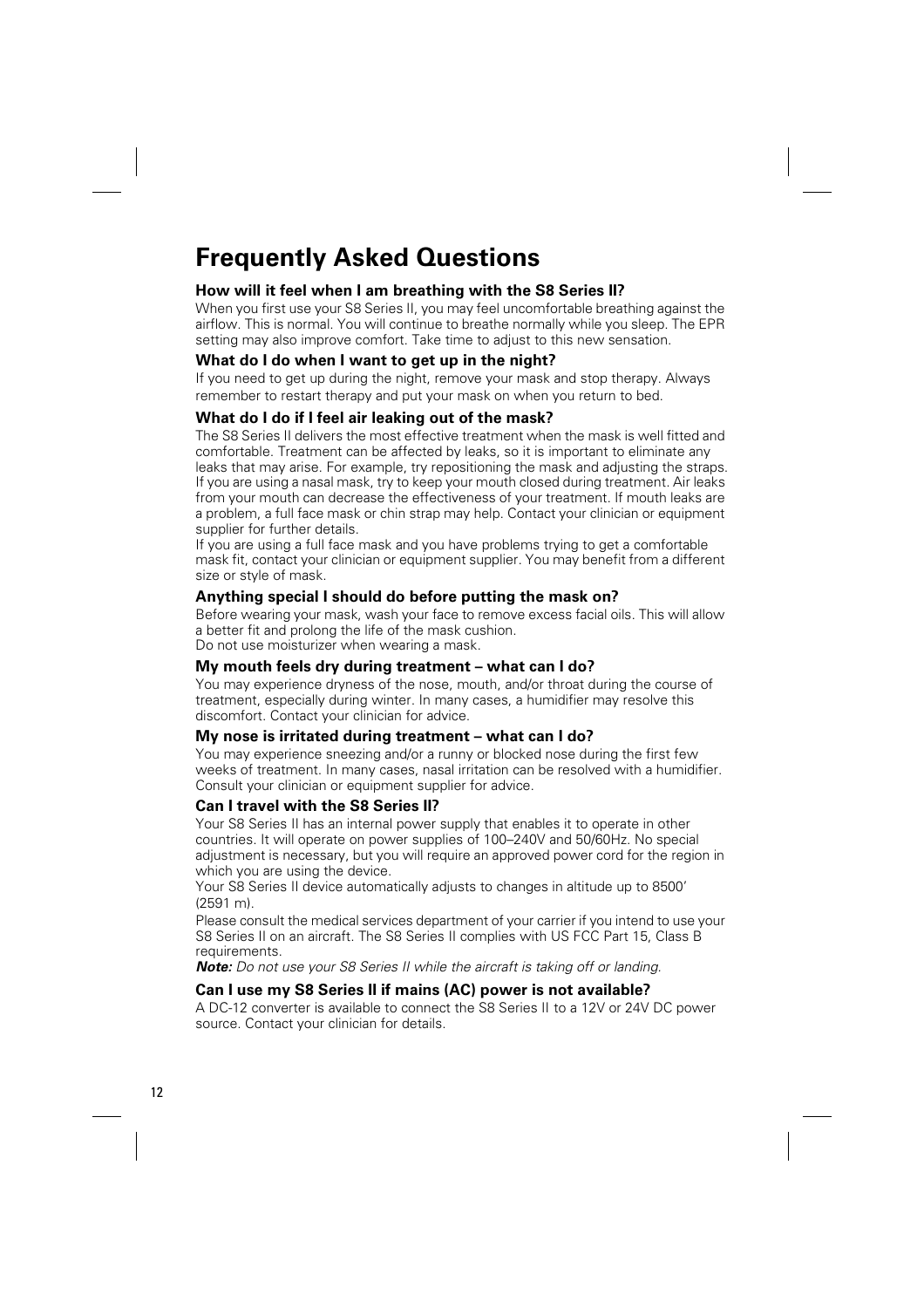# Frequently Asked Questions

### How will it feel when I am breathing with the S8 Series II?

When you first use your S8 Series II, you may feel uncomfortable breathing against the airflow. This is normal. You will continue to breathe normally while you sleep. The EPR setting may also improve comfort. Take time to adjust to this new sensation.

### What do I do when I want to get up in the night?

If you need to get up during the night, remove your mask and stop therapy. Always remember to restart therapy and put your mask on when you return to bed.

### What do I do if I feel air leaking out of the mask?

The S8 Series II delivers the most effective treatment when the mask is well fitted and comfortable. Treatment can be affected by leaks, so it is important to eliminate any leaks that may arise. For example, try repositioning the mask and adjusting the straps. If you are using a nasal mask, try to keep your mouth closed during treatment. Air leaks from your mouth can decrease the effectiveness of your treatment. If mouth leaks are a problem, a full face mask or chin strap may help. Contact your clinician or equipment supplier for further details.

If you are using a full face mask and you have problems trying to get a comfortable mask fit, contact your clinician or equipment supplier. You may benefit from a different size or style of mask.

### Anything special I should do before putting the mask on?

Before wearing your mask, wash your face to remove excess facial oils. This will allow a better fit and prolong the life of the mask cushion.

Do not use moisturizer when wearing a mask.

### My mouth feels dry during treatment – what can I do?

You may experience dryness of the nose, mouth, and/or throat during the course of treatment, especially during winter. In many cases, a humidifier may resolve this discomfort. Contact your clinician for advice.

### My nose is irritated during treatment – what can I do?

You may experience sneezing and/or a runny or blocked nose during the first few weeks of treatment. In many cases, nasal irritation can be resolved with a humidifier. Consult your clinician or equipment supplier for advice.

### Can I travel with the S8 Series II?

Your S8 Series II has an internal power supply that enables it to operate in other countries. It will operate on power supplies of 100–240V and 50/60Hz. No special adjustment is necessary, but you will require an approved power cord for the region in which you are using the device.

Your S8 Series II device automatically adjusts to changes in altitude up to 8500' (2591 m).

Please consult the medical services department of your carrier if you intend to use your S8 Series II on an aircraft. The S8 Series II complies with US FCC Part 15, Class B requirements.

***Note:*** *Do not use your S8 Series II while the aircraft is taking off or landing.*

### Can I use my S8 Series II if mains (AC) power is not available?

A DC-12 converter is available to connect the S8 Series II to a 12V or 24V DC power source. Contact your clinician for details.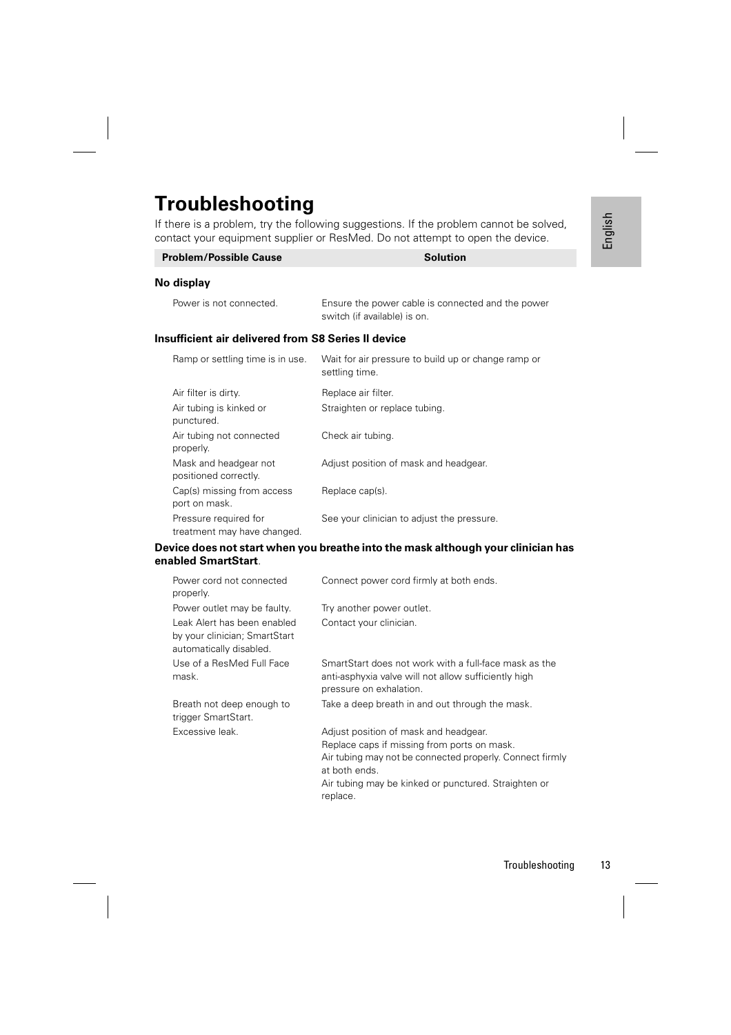# Troubleshooting

If there is a problem, try the following suggestions. If the problem cannot be solved, contact your equipment supplier or ResMed. Do not attempt to open the device.

| Problem/Possible Cause | Solution |
|---|---|
| **No display** | |
| Power is not connected. | Ensure the power cable is connected and the power switch (if available) is on. |
| **Insufficient air delivered from S8 Series II device** | |
| Ramp or settling time is in use. | Wait for air pressure to build up or change ramp or settling time. |
| Air filter is dirty. | Replace air filter. |
| Air tubing is kinked or punctured. | Straighten or replace tubing. |
| Air tubing not connected properly. | Check air tubing. |
| Mask and headgear not positioned correctly. | Adjust position of mask and headgear. |
| Cap(s) missing from access port on mask. | Replace cap(s). |
| Pressure required for treatment may have changed. | See your clinician to adjust the pressure. |
| **Device does not start when you breathe into the mask although your clinician has enabled SmartStart**. | |
| Power cord not connected properly. | Connect power cord firmly at both ends. |
| Power outlet may be faulty. | Try another power outlet. |
| Leak Alert has been enabled by your clinician; SmartStart automatically disabled. | Contact your clinician. |
| Use of a ResMed Full Face mask. | SmartStart does not work with a full-face mask as the anti-asphyxia valve will not allow sufficiently high pressure on exhalation. |
| Breath not deep enough to trigger SmartStart. | Take a deep breath in and out through the mask. |
| Excessive leak. | Adjust position of mask and headgear.<br>Replace caps if missing from ports on mask.<br>Air tubing may not be connected properly. Connect firmly at both ends.<br>Air tubing may be kinked or punctured. Straighten or replace. |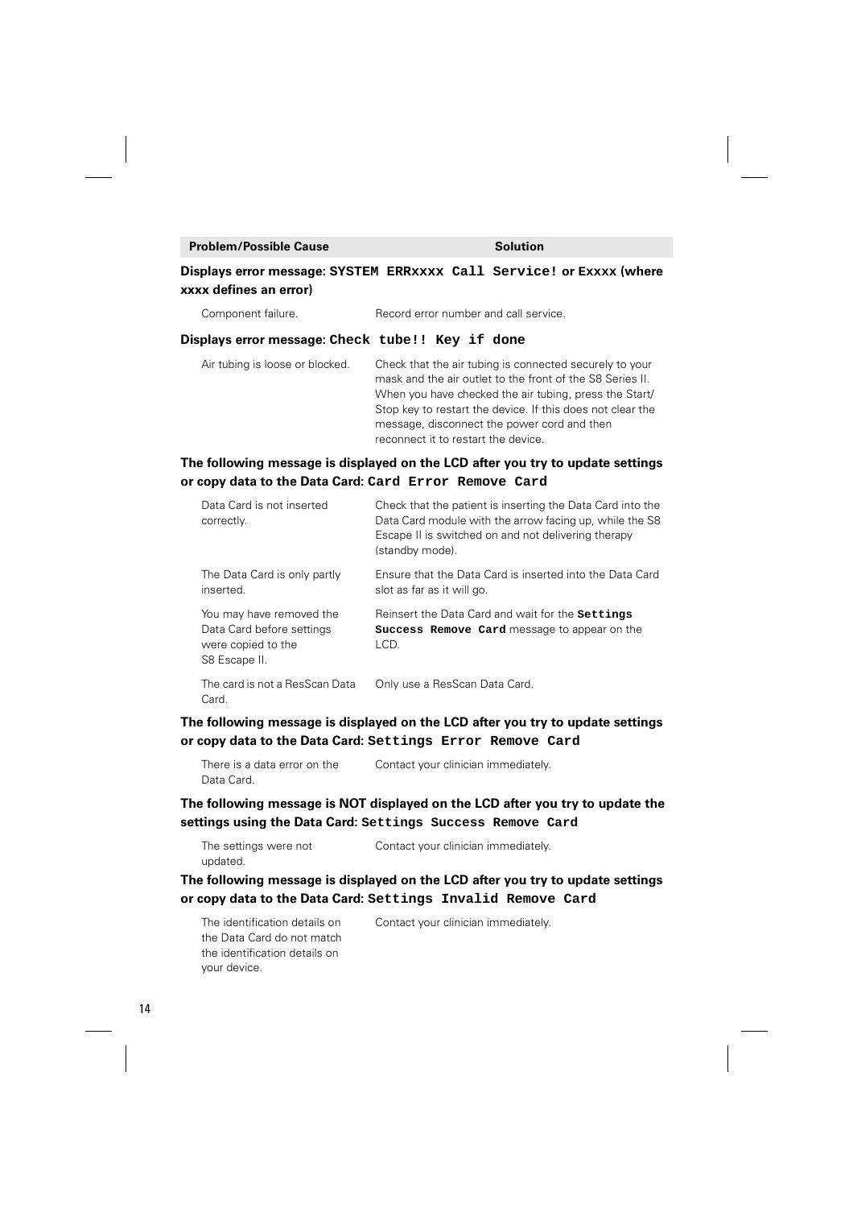| Problem/Possible Cause | Solution |
| --- | --- |
| **Displays error message: `SYSTEM ERRxxxx Call Service!` or `Exxxx` (where xxxx defines an error)** | |
| Component failure. | Record error number and call service. |
| **Displays error message: `Check tube!! Key if done`** | |
| Air tubing is loose or blocked. | Check that the air tubing is connected securely to your mask and the air outlet to the front of the S8 Series II. When you have checked the air tubing, press the Start/Stop key to restart the device. If this does not clear the message, disconnect the power cord and then reconnect it to restart the device. |
| **The following message is displayed on the LCD after you try to update settings or copy data to the Data Card: `Card Error Remove Card`** | |
| Data Card is not inserted correctly. | Check that the patient is inserting the Data Card into the Data Card module with the arrow facing up, while the S8 Escape II is switched on and not delivering therapy (standby mode). |
| The Data Card is only partly inserted. | Ensure that the Data Card is inserted into the Data Card slot as far as it will go. |
| You may have removed the Data Card before settings were copied to the S8 Escape II. | Reinsert the Data Card and wait for the **`Settings Success Remove Card`** message to appear on the LCD. |
| The card is not a ResScan Data Card. | Only use a ResScan Data Card. |
| **The following message is displayed on the LCD after you try to update settings or copy data to the Data Card: `Settings Error Remove Card`** | |
| There is a data error on the Data Card. | Contact your clinician immediately. |
| **The following message is NOT displayed on the LCD after you try to update the settings using the Data Card: `Settings Success Remove Card`** | |
| The settings were not updated. | Contact your clinician immediately. |
| **The following message is displayed on the LCD after you try to update settings or copy data to the Data Card: `Settings Invalid Remove Card`** | |
| The identification details on the Data Card do not match the identification details on your device. | Contact your clinician immediately. |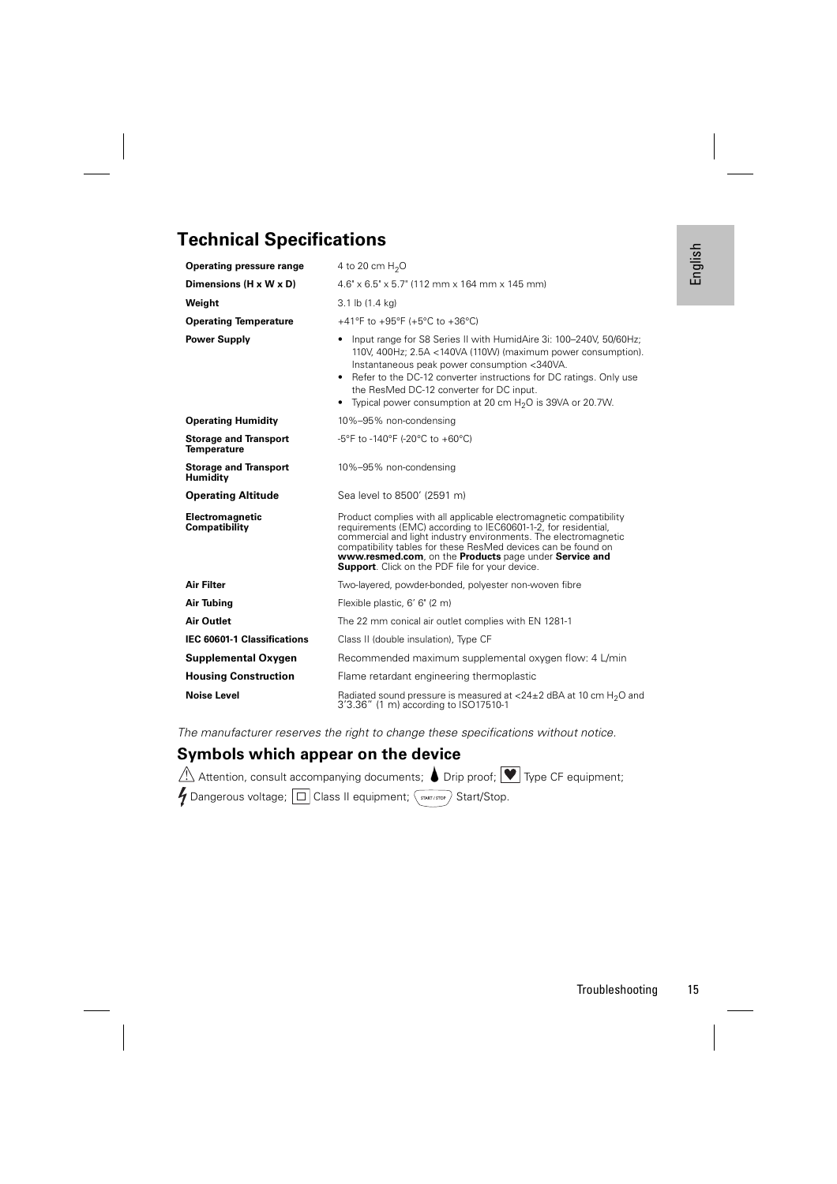# Technical Specifications

| | |
|---|---|
| **Operating pressure range** | 4 to 20 cm $H_2O$ |
| **Dimensions (H x W x D)** | 4.6" x 6.5" x 5.7" (112 mm x 164 mm x 145 mm) |
| **Weight** | 3.1 lb (1.4 kg) |
| **Operating Temperature** | +41°F to +95°F (+5°C to +36°C) |
| **Power Supply** | • Input range for S8 Series II with HumidAire 3i: 100–240V, 50/60Hz; 110V, 400Hz; 2.5A <140VA (110W) (maximum power consumption). Instantaneous peak power consumption <340VA. • Refer to the DC-12 converter instructions for DC ratings. Only use the ResMed DC-12 converter for DC input. • Typical power consumption at 20 cm $H_2O$ is 39VA or 20.7W. |
| **Operating Humidity** | 10%–95% non-condensing |
| **Storage and Transport Temperature** | -5°F to -140°F (-20°C to +60°C) |
| **Storage and Transport Humidity** | 10%–95% non-condensing |
| **Operating Altitude** | Sea level to 8500' (2591 m) |
| **Electromagnetic Compatibility** | Product complies with all applicable electromagnetic compatibility requirements (EMC) according to IEC60601-1-2, for residential, commercial and light industry environments. The electromagnetic compatibility tables for these ResMed devices can be found on **www.resmed.com**, on the **Products** page under **Service and Support**. Click on the PDF file for your device. |
| **Air Filter** | Two-layered, powder-bonded, polyester non-woven fibre |
| **Air Tubing** | Flexible plastic, 6' 6" (2 m) |
| **Air Outlet** | The 22 mm conical air outlet complies with EN 1281-1 |
| **IEC 60601-1 Classifications** | Class II (double insulation), Type CF |
| **Supplemental Oxygen** | Recommended maximum supplemental oxygen flow: 4 L/min |
| **Housing Construction** | Flame retardant engineering thermoplastic |
| **Noise Level** | Radiated sound pressure is measured at <24±2 dBA at 10 cm $H_2O$ and 3'3.36" (1 m) according to ISO17510-1 |

*The manufacturer reserves the right to change these specifications without notice.*

## Symbols which appear on the device

⚠ Attention, consult accompanying documents; Drip proof; Type CF equipment; Dangerous voltage; Class II equipment; Start/Stop.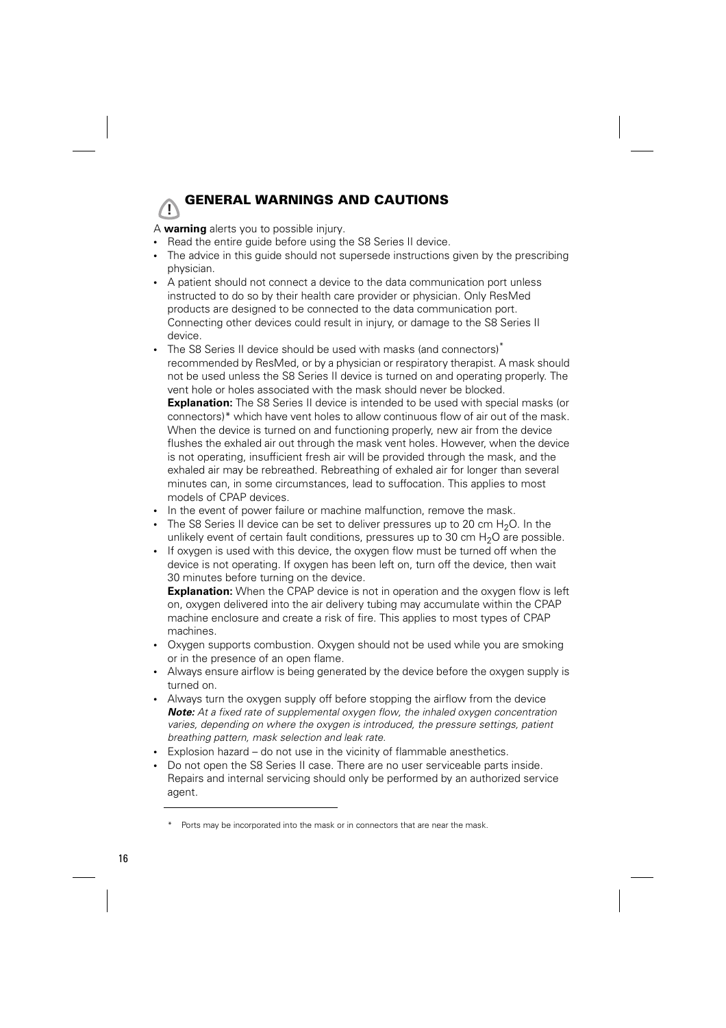## GENERAL WARNINGS AND CAUTIONS

A **warning** alerts you to possible injury.

- Read the entire guide before using the S8 Series II device.
- The advice in this guide should not supersede instructions given by the prescribing physician.
- A patient should not connect a device to the data communication port unless instructed to do so by their health care provider or physician. Only ResMed products are designed to be connected to the data communication port. Connecting other devices could result in injury, or damage to the S8 Series II device.
- The S8 Series II device should be used with masks (and connectors)* recommended by ResMed, or by a physician or respiratory therapist. A mask should not be used unless the S8 Series II device is turned on and operating properly. The vent hole or holes associated with the mask should never be blocked.
  **Explanation:** The S8 Series II device is intended to be used with special masks (or connectors)* which have vent holes to allow continuous flow of air out of the mask. When the device is turned on and functioning properly, new air from the device flushes the exhaled air out through the mask vent holes. However, when the device is not operating, insufficient fresh air will be provided through the mask, and the exhaled air may be rebreathed. Rebreathing of exhaled air for longer than several minutes can, in some circumstances, lead to suffocation. This applies to most models of CPAP devices.
- In the event of power failure or machine malfunction, remove the mask.
- The S8 Series II device can be set to deliver pressures up to 20 cm $H_2O$. In the unlikely event of certain fault conditions, pressures up to 30 cm $H_2O$ are possible.
- If oxygen is used with this device, the oxygen flow must be turned off when the device is not operating. If oxygen has been left on, turn off the device, then wait 30 minutes before turning on the device.
  **Explanation:** When the CPAP device is not in operation and the oxygen flow is left on, oxygen delivered into the air delivery tubing may accumulate within the CPAP machine enclosure and create a risk of fire. This applies to most types of CPAP machines.
- Oxygen supports combustion. Oxygen should not be used while you are smoking or in the presence of an open flame.
- Always ensure airflow is being generated by the device before the oxygen supply is turned on.
- Always turn the oxygen supply off before stopping the airflow from the device
  ***Note:*** *At a fixed rate of supplemental oxygen flow, the inhaled oxygen concentration varies, depending on where the oxygen is introduced, the pressure settings, patient breathing pattern, mask selection and leak rate.*
- Explosion hazard – do not use in the vicinity of flammable anesthetics.
- Do not open the S8 Series II case. There are no user serviceable parts inside. Repairs and internal servicing should only be performed by an authorized service agent.

---

\* Ports may be incorporated into the mask or in connectors that are near the mask.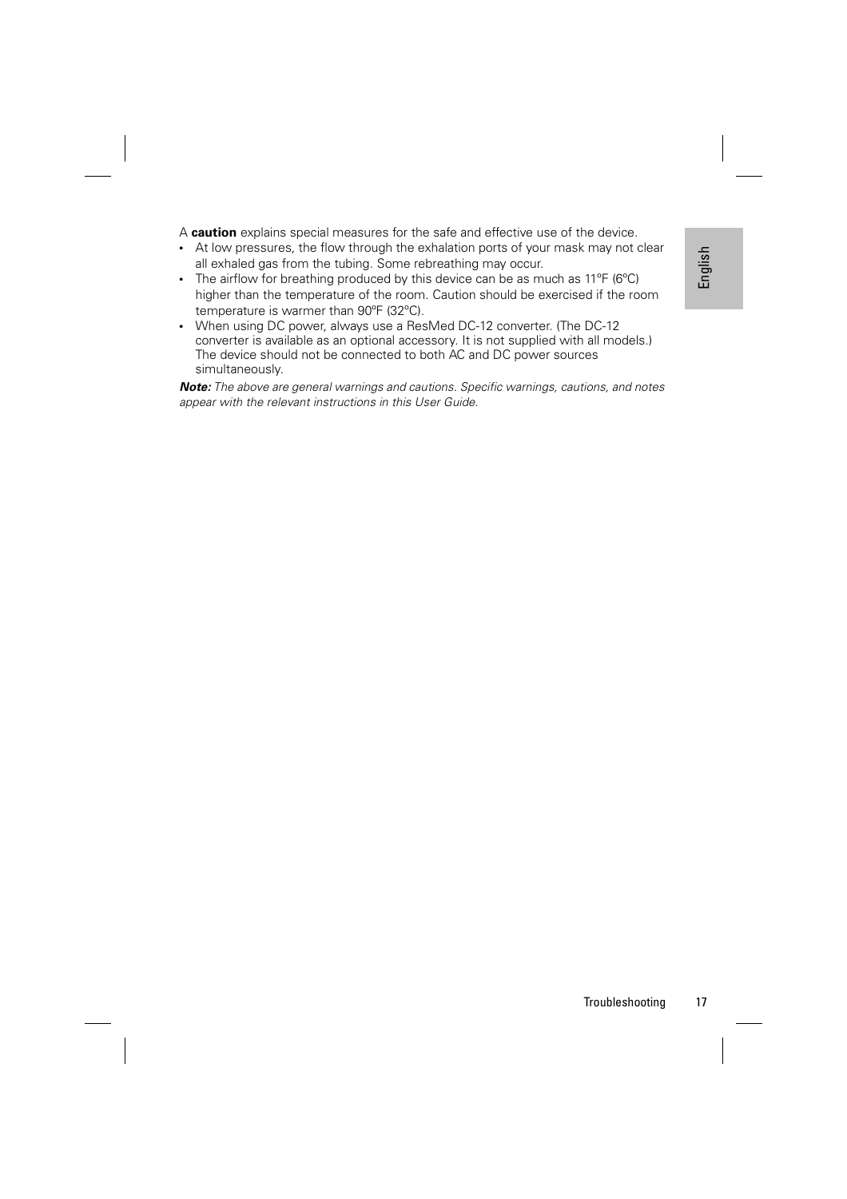A **caution** explains special measures for the safe and effective use of the device.

- At low pressures, the flow through the exhalation ports of your mask may not clear all exhaled gas from the tubing. Some rebreathing may occur.
- The airflow for breathing produced by this device can be as much as 11ºF (6ºC) higher than the temperature of the room. Caution should be exercised if the room temperature is warmer than 90ºF (32ºC).
- When using DC power, always use a ResMed DC-12 converter. (The DC-12 converter is available as an optional accessory. It is not supplied with all models.) The device should not be connected to both AC and DC power sources simultaneously.

***Note:*** *The above are general warnings and cautions. Specific warnings, cautions, and notes appear with the relevant instructions in this User Guide.*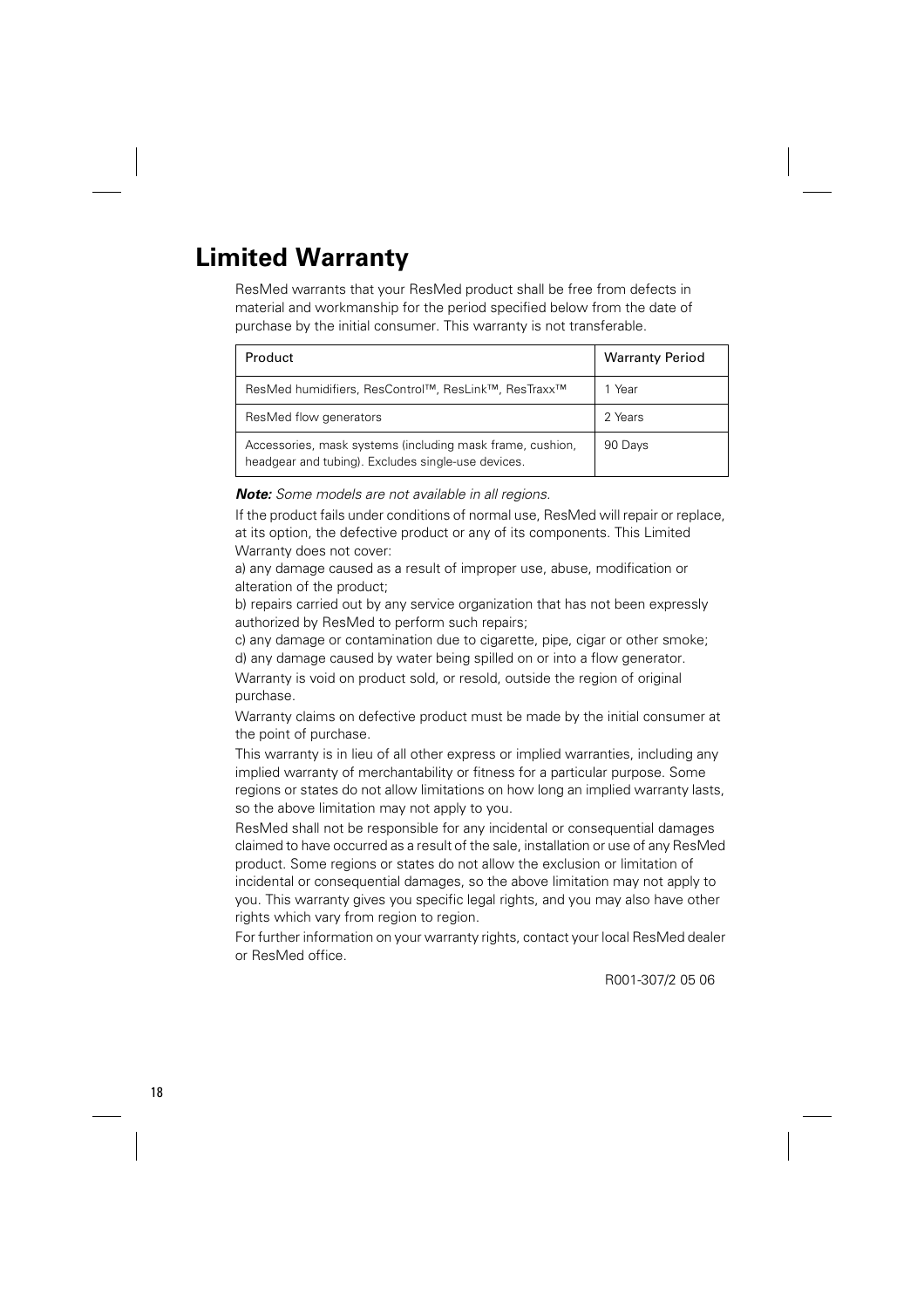# Limited Warranty

ResMed warrants that your ResMed product shall be free from defects in material and workmanship for the period specified below from the date of purchase by the initial consumer. This warranty is not transferable.

| Product | Warranty Period |
|---|---|
| ResMed humidifiers, ResControl™, ResLink™, ResTraxx™ | 1 Year |
| ResMed flow generators | 2 Years |
| Accessories, mask systems (including mask frame, cushion, headgear and tubing). Excludes single-use devices. | 90 Days |

***Note:*** *Some models are not available in all regions.*

If the product fails under conditions of normal use, ResMed will repair or replace, at its option, the defective product or any of its components. This Limited Warranty does not cover:

a) any damage caused as a result of improper use, abuse, modification or alteration of the product;

b) repairs carried out by any service organization that has not been expressly authorized by ResMed to perform such repairs;

c) any damage or contamination due to cigarette, pipe, cigar or other smoke;

d) any damage caused by water being spilled on or into a flow generator.

Warranty is void on product sold, or resold, outside the region of original purchase.

Warranty claims on defective product must be made by the initial consumer at the point of purchase.

This warranty is in lieu of all other express or implied warranties, including any implied warranty of merchantability or fitness for a particular purpose. Some regions or states do not allow limitations on how long an implied warranty lasts, so the above limitation may not apply to you.

ResMed shall not be responsible for any incidental or consequential damages claimed to have occurred as a result of the sale, installation or use of any ResMed product. Some regions or states do not allow the exclusion or limitation of incidental or consequential damages, so the above limitation may not apply to you. This warranty gives you specific legal rights, and you may also have other rights which vary from region to region.

For further information on your warranty rights, contact your local ResMed dealer or ResMed office.

R001-307/2 05 06